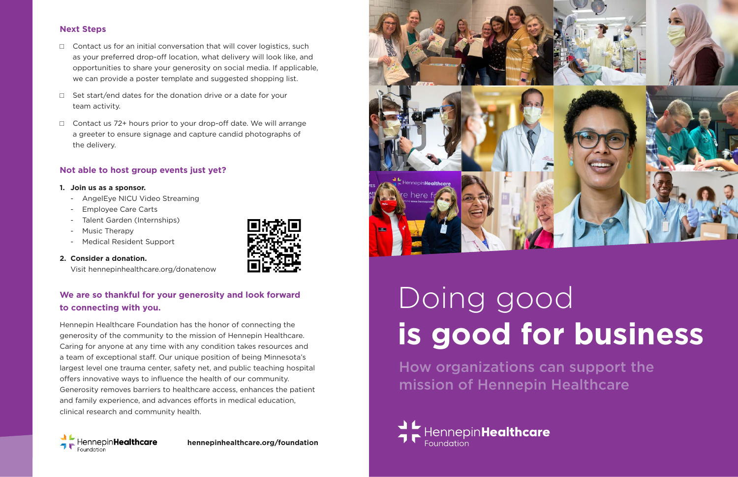### Next Steps

- ☐ Contact us for an initial conversation that will cover logistics, such as your preferred drop-off location, what delivery will look like, and opportunities to share your generosity on social media. If applicable, we can provide a poster template and suggested shopping list.
- ☐ Set start/end dates for the donation drive or a date for your team activity.
- ☐ Contact us 72+ hours prior to your drop-off date. We will arrange a greeter to ensure signage and capture candid photographs of the delivery.

### Not able to host group events just yet?

1. **Join us as a sponsor.**
   - AngelEye NICU Video Streaming
   - Employee Care Carts
   - Talent Garden (Internships)
   - Music Therapy
   - Medical Resident Support
2. **Consider a donation.**
   Visit hennepinhealthcare.org/donatenow

### We are so thankful for your generosity and look forward to connecting with you.

Hennepin Healthcare Foundation has the honor of connecting the generosity of the community to the mission of Hennepin Healthcare. Caring for anyone at any time with any condition takes resources and a team of exceptional staff. Our unique position of being Minnesota's largest level one trauma center, safety net, and public teaching hospital offers innovative ways to influence the health of our community. Generosity removes barriers to healthcare access, enhances the patient and family experience, and advances efforts in medical education, clinical research and community health.

HennepinHealthcare Foundation

**hennepinhealthcare.org/foundation**

# Doing good **is good for business**

## How organizations can support the mission of Hennepin Healthcare

HennepinHealthcare Foundation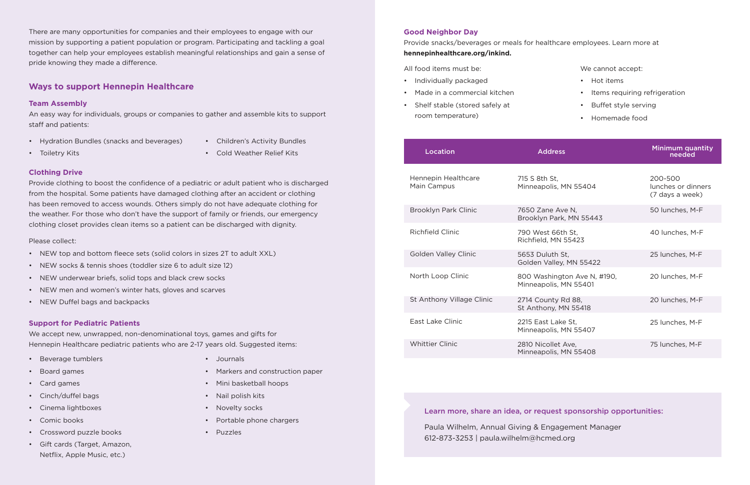There are many opportunities for companies and their employees to engage with our mission by supporting a patient population or program. Participating and tackling a goal together can help your employees establish meaningful relationships and gain a sense of pride knowing they made a difference.

## Ways to support Hennepin Healthcare

### Team Assembly

An easy way for individuals, groups or companies to gather and assemble kits to support staff and patients:

- Hydration Bundles (snacks and beverages)
- Toiletry Kits
- Children's Activity Bundles
- Cold Weather Relief Kits

### Clothing Drive

Provide clothing to boost the confidence of a pediatric or adult patient who is discharged from the hospital. Some patients have damaged clothing after an accident or clothing has been removed to access wounds. Others simply do not have adequate clothing for the weather. For those who don't have the support of family or friends, our emergency clothing closet provides clean items so a patient can be discharged with dignity.

Please collect:

- NEW top and bottom fleece sets (solid colors in sizes 2T to adult XXL)
- NEW socks & tennis shoes (toddler size 6 to adult size 12)
- NEW underwear briefs, solid tops and black crew socks
- NEW men and women's winter hats, gloves and scarves
- NEW Duffel bags and backpacks

### Support for Pediatric Patients

We accept new, unwrapped, non-denominational toys, games and gifts for Hennepin Healthcare pediatric patients who are 2-17 years old. Suggested items:

- Beverage tumblers
- Board games
- Card games
- Cinch/duffel bags
- Cinema lightboxes
- Comic books
- Crossword puzzle books
- Gift cards (Target, Amazon, Netflix, Apple Music, etc.)
- Journals
- Markers and construction paper
- Mini basketball hoops
- Nail polish kits
- Novelty socks
- Portable phone chargers
- Puzzles

### Good Neighbor Day

Provide snacks/beverages or meals for healthcare employees. Learn more at **hennepinhealthcare.org/inkind.**

All food items must be:

- Individually packaged
- Made in a commercial kitchen
- Shelf stable (stored safely at room temperature)

We cannot accept:

- Hot items
- Items requiring refrigeration
- Buffet style serving
- Homemade food

| Location | Address | Minimum quantity needed |
| --- | --- | --- |
| Hennepin Healthcare Main Campus | 715 S 8th St, Minneapolis, MN 55404 | 200-500 lunches or dinners (7 days a week) |
| Brooklyn Park Clinic | 7650 Zane Ave N, Brooklyn Park, MN 55443 | 50 lunches, M-F |
| Richfield Clinic | 790 West 66th St, Richfield, MN 55423 | 40 lunches, M-F |
| Golden Valley Clinic | 5653 Duluth St, Golden Valley, MN 55422 | 25 lunches, M-F |
| North Loop Clinic | 800 Washington Ave N, #190, Minneapolis, MN 55401 | 20 lunches, M-F |
| St Anthony Village Clinic | 2714 County Rd 88, St Anthony, MN 55418 | 20 lunches, M-F |
| East Lake Clinic | 2215 East Lake St, Minneapolis, MN 55407 | 25 lunches, M-F |
| Whittier Clinic | 2810 Nicollet Ave, Minneapolis, MN 55408 | 75 lunches, M-F |

**Learn more, share an idea, or request sponsorship opportunities:**

Paula Wilhelm, Annual Giving & Engagement Manager
612-873-3253 | paula.wilhelm@hcmed.org